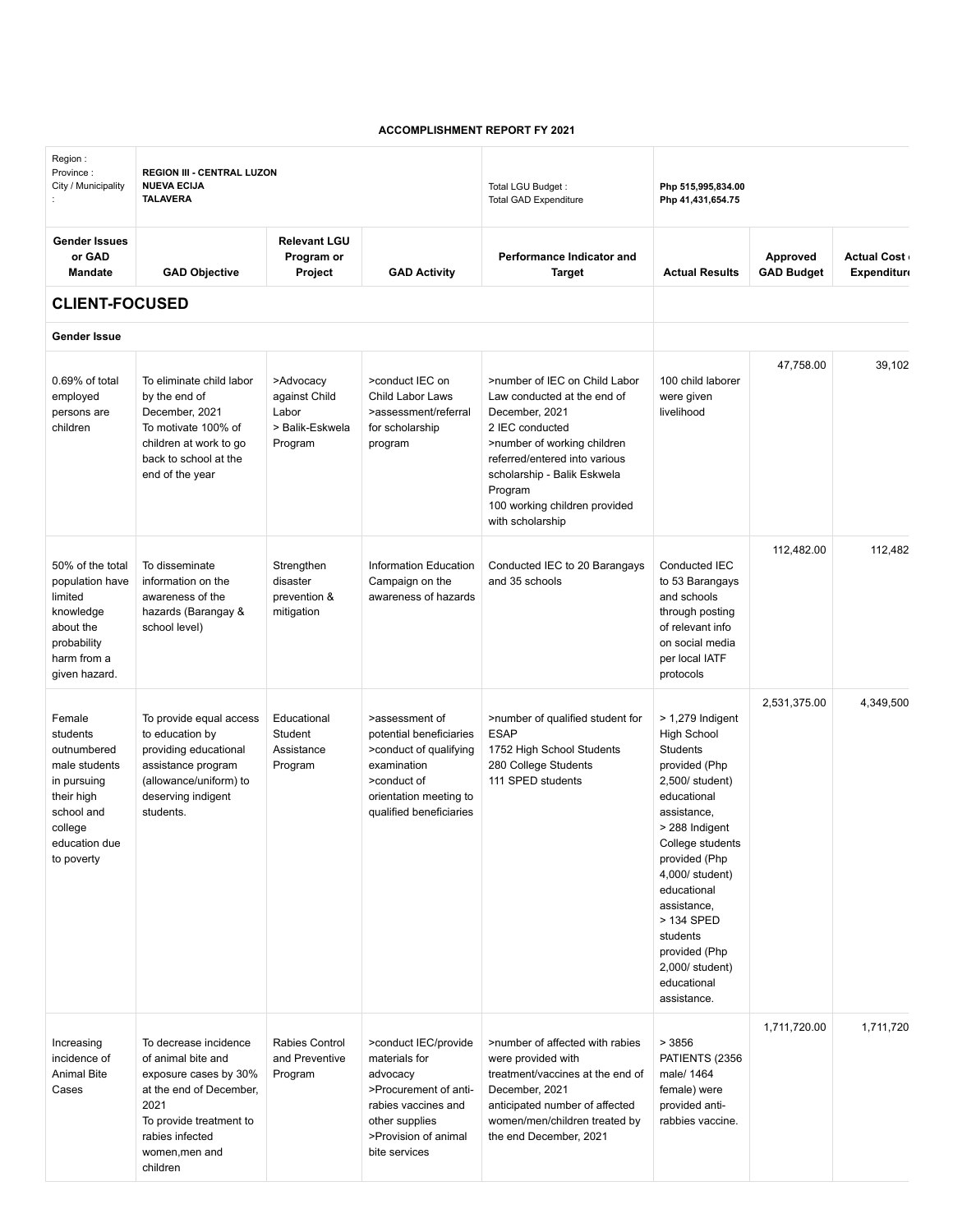**ACCOMPLISHMENT REPORT FY 2021**

| Region :<br>Province :<br>City / Municipality : | **REGION III - CENTRAL LUZON**<br>**NUEVA ECIJA**<br>**TALAVERA** | | | Total LGU Budget :<br>Total GAD Expenditure | **Php 515,995,834.00**<br>**Php 41,431,654.75** | | |
|---|---|---|---|---|---|---|---|
| **Gender Issues or GAD Mandate** | **GAD Objective** | **Relevant LGU Program or Project** | **GAD Activity** | **Performance Indicator and Target** | **Actual Results** | **Approved GAD Budget** | **Actual Cost / Expenditure** |
| **CLIENT-FOCUSED** | | | | | | | |
| **Gender Issue** | | | | | | | |
| 0.69% of total employed persons are children | To eliminate child labor by the end of December, 2021<br>To motivate 100% of children at work to go back to school at the end of the year | >Advocacy against Child Labor<br>> Balik-Eskwela Program | >conduct IEC on Child Labor Laws<br>>assessment/referral for scholarship program | >number of IEC on Child Labor Law conducted at the end of December, 2021<br>2 IEC conducted<br>>number of working children referred/entered into various scholarship - Balik Eskwela Program<br>100 working children provided with scholarship | 100 child laborer were given livelihood | 47,758.00 | 39,102 |
| 50% of the total population have limited knowledge about the probability harm from a given hazard. | To disseminate information on the awareness of the hazards (Barangay & school level) | Strengthen disaster prevention & mitigation | Information Education Campaign on the awareness of hazards | Conducted IEC to 20 Barangays and 35 schools | Conducted IEC to 53 Barangays and schools through posting of relevant info on social media per local IATF protocols | 112,482.00 | 112,482 |
| Female students outnumbered male students in pursuing their high school and college education due to poverty | To provide equal access to education by providing educational assistance program (allowance/uniform) to deserving indigent students. | Educational Student Assistance Program | >assessment of potential beneficiaries<br>>conduct of qualifying examination<br>>conduct of orientation meeting to qualified beneficiaries | >number of qualified student for ESAP<br>1752 High School Students<br>280 College Students<br>111 SPED students | > 1,279 Indigent High School Students provided (Php 2,500/ student) educational assistance,<br>> 288 Indigent College students provided (Php 4,000/ student) educational assistance,<br>> 134 SPED students provided (Php 2,000/ student) educational assistance. | 2,531,375.00 | 4,349,500 |
| Increasing incidence of Animal Bite Cases | To decrease incidence of animal bite and exposure cases by 30% at the end of December, 2021<br>To provide treatment to rabies infected women,men and children | Rabies Control and Preventive Program | >conduct IEC/provide materials for advocacy<br>>Procurement of anti-rabies vaccines and other supplies<br>>Provision of animal bite services | >number of affected with rabies were provided with treatment/vaccines at the end of December, 2021<br>anticipated number of affected women/men/children treated by the end December, 2021 | > 3856 PATIENTS (2356 male/ 1464 female) were provided anti-rabbies vaccine. | 1,711,720.00 | 1,711,720 |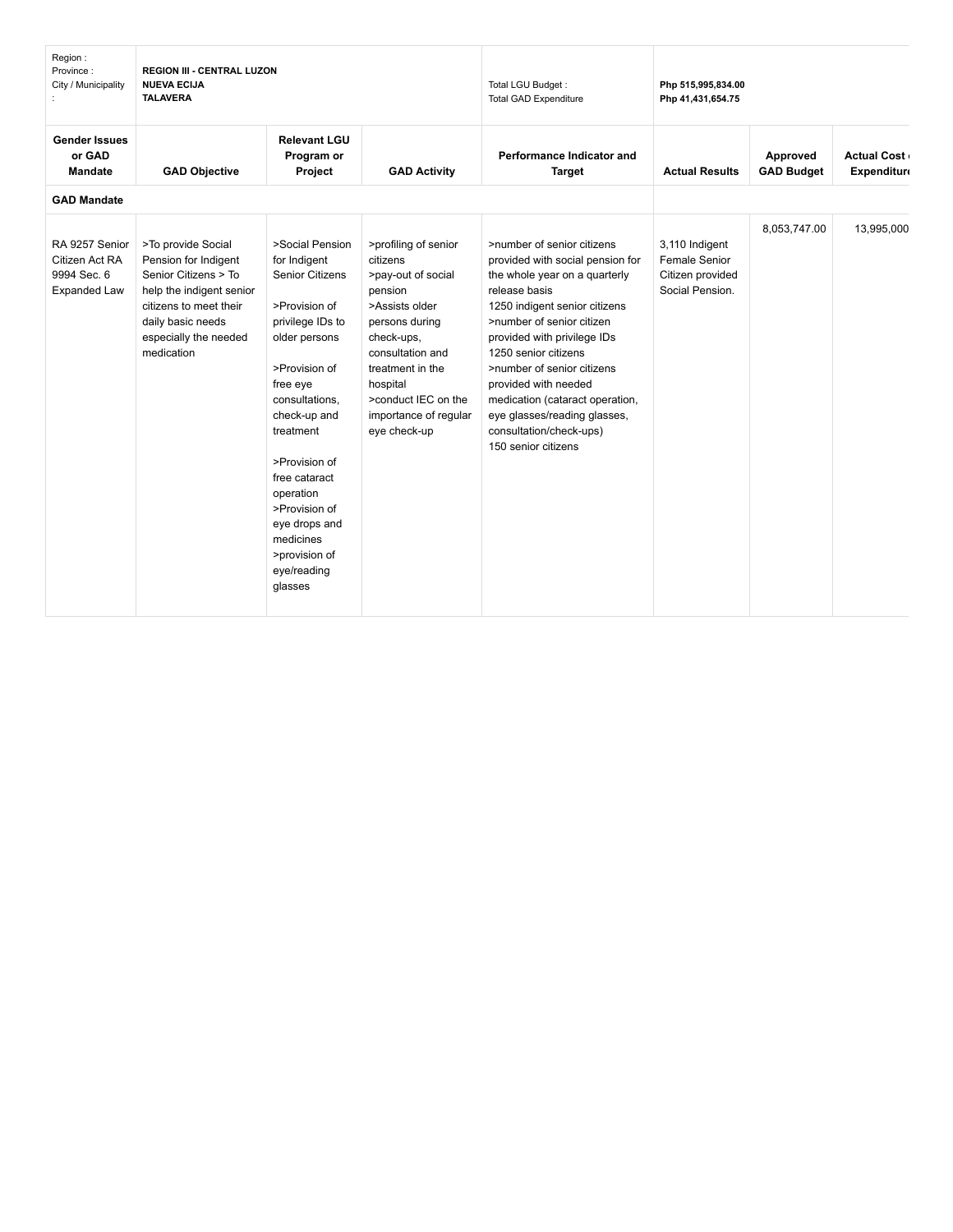| Region :<br>Province :<br>City / Municipality : | REGION III - CENTRAL LUZON<br>NUEVA ECIJA<br>TALAVERA | | | Total LGU Budget :<br>Total GAD Expenditure | Php 515,995,834.00<br>Php 41,431,654.75 | | |
|---|---|---|---|---|---|---|---|
| **Gender Issues or GAD Mandate** | **GAD Objective** | **Relevant LGU Program or Project** | **GAD Activity** | **Performance Indicator and Target** | **Actual Results** | **Approved GAD Budget** | **Actual Cost or Expenditure** |
| **GAD Mandate** | | | | | | | |
| RA 9257 Senior Citizen Act RA 9994 Sec. 6 Expanded Law | >To provide Social Pension for Indigent Senior Citizens > To help the indigent senior citizens to meet their daily basic needs especially the needed medication | >Social Pension for Indigent Senior Citizens<br><br>>Provision of privilege IDs to older persons<br><br>>Provision of free eye consultations, check-up and treatment<br><br>>Provision of free cataract operation<br>>Provision of eye drops and medicines<br>>provision of eye/reading glasses | >profiling of senior citizens<br>>pay-out of social pension<br>>Assists older persons during check-ups, consultation and treatment in the hospital<br>>conduct IEC on the importance of regular eye check-up | >number of senior citizens provided with social pension for the whole year on a quarterly release basis<br>1250 indigent senior citizens<br>>number of senior citizen provided with privilege IDs<br>1250 senior citizens<br>>number of senior citizens provided with needed medication (cataract operation, eye glasses/reading glasses, consultation/check-ups)<br>150 senior citizens | 3,110 Indigent Female Senior Citizen provided Social Pension. | 8,053,747.00 | 13,995,000 |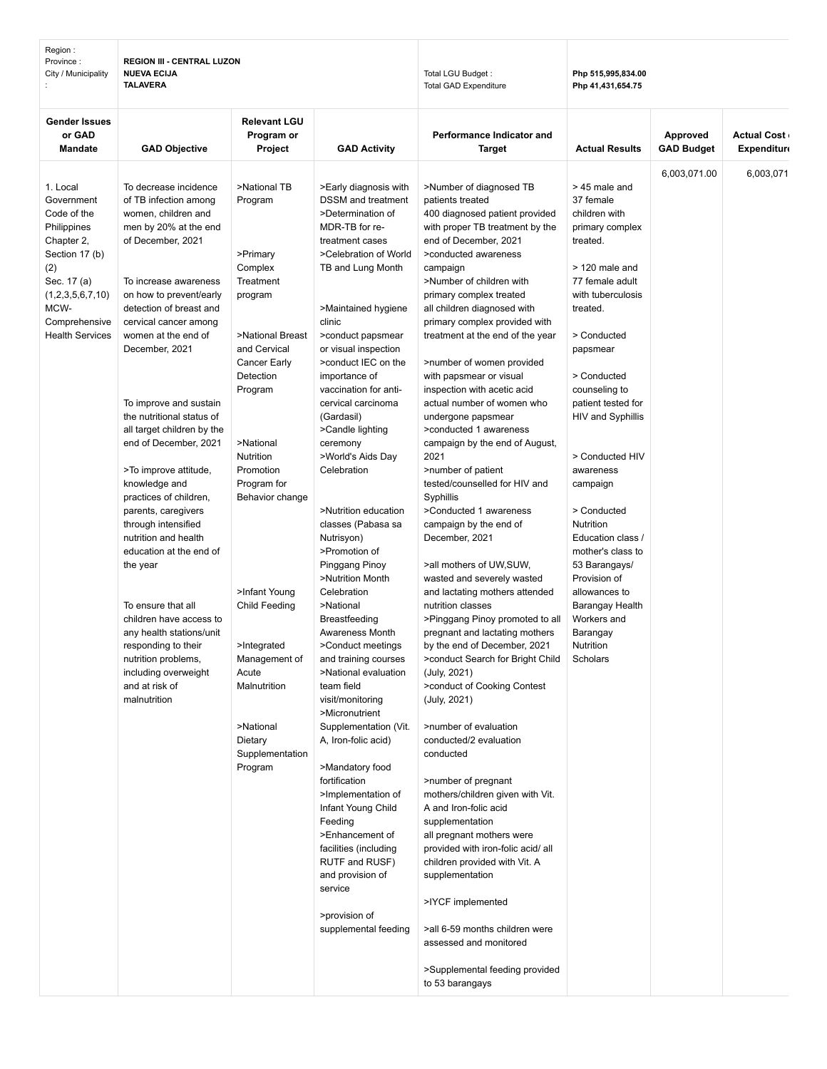| Region : Province : City / Municipality : | REGION III - CENTRAL LUZON NUEVA ECIJA TALAVERA | | | Total LGU Budget : Total GAD Expenditure | Php 515,995,834.00 Php 41,431,654.75 | | |
|---|---|---|---|---|---|---|---|
| **Gender Issues or GAD Mandate** | **GAD Objective** | **Relevant LGU Program or Project** | **GAD Activity** | **Performance Indicator and Target** | **Actual Results** | **Approved GAD Budget** | **Actual Cost or Expenditure** |
| 1. Local Government Code of the Philippines Chapter 2, Section 17 (b) (2)<br>Sec. 17 (a) (1,2,3,5,6,7,10)<br>MCW- Comprehensive Health Services | To decrease incidence of TB infection among women, children and men by 20% at the end of December, 2021<br><br>To increase awareness on how to prevent/early detection of breast and cervical cancer among women at the end of December, 2021<br><br>To improve and sustain the nutritional status of all target children by the end of December, 2021<br><br>>To improve attitude, knowledge and practices of children, parents, caregivers through intensified nutrition and health education at the end of the year<br><br>To ensure that all children have access to any health stations/unit responding to their nutrition problems, including overweight and at risk of malnutrition | >National TB Program<br><br>>Primary Complex Treatment program<br><br>>National Breast and Cervical Cancer Early Detection Program<br><br>>National Nutrition Promotion Program for Behavior change<br><br>>Infant Young Child Feeding<br><br>>Integrated Management of Acute Malnutrition<br><br>>National Dietary Supplementation Program | >Early diagnosis with DSSM and treatment<br>>Determination of MDR-TB for re-treatment cases<br>>Celebration of World TB and Lung Month<br><br>>Maintained hygiene clinic<br>>conduct papsmear or visual inspection<br>>conduct IEC on the importance of vaccination for anti-cervical carcinoma (Gardasil)<br>>Candle lighting ceremony<br>>World's Aids Day Celebration<br><br>>Nutrition education classes (Pabasa sa Nutrisyon)<br>>Promotion of Pinggang Pinoy<br>>Nutrition Month Celebration<br>>National Breastfeeding Awareness Month<br>>Conduct meetings and training courses<br>>National evaluation team field visit/monitoring<br>>Micronutrient Supplementation (Vit. A, Iron-folic acid)<br><br>>Mandatory food fortification<br>>Implementation of Infant Young Child Feeding<br>>Enhancement of facilities (including RUTF and RUSF) and provision of service<br><br>>provision of supplemental feeding | >Number of diagnosed TB patients treated<br>400 diagnosed patient provided with proper TB treatment by the end of December, 2021<br>>conducted awareness campaign<br>>Number of children with primary complex treated<br>all children diagnosed with primary complex provided with treatment at the end of the year<br><br>>number of women provided with papsmear or visual inspection with acetic acid<br>actual number of women who undergone papsmear<br>>conducted 1 awareness campaign by the end of August, 2021<br>>number of patient tested/counselled for HIV and Syphillis<br>>Conducted 1 awareness campaign by the end of December, 2021<br><br>>all mothers of UW,SUW, wasted and severely wasted and lactating mothers attended nutrition classes<br>>Pinggang Pinoy promoted to all pregnant and lactating mothers by the end of December, 2021<br>>conduct Search for Bright Child (July, 2021)<br>>conduct of Cooking Contest (July, 2021)<br><br>>number of evaluation conducted/2 evaluation conducted<br><br>>number of pregnant mothers/children given with Vit. A and Iron-folic acid supplementation<br>all pregnant mothers were provided with iron-folic acid/ all children provided with Vit. A supplementation<br><br>>IYCF implemented<br><br>>all 6-59 months children were assessed and monitored<br><br>>Supplemental feeding provided to 53 barangays | > 45 male and 37 female children with primary complex treated.<br><br>> 120 male and 77 female adult with tuberculosis treated.<br><br>> Conducted papsmear<br><br>> Conducted counseling to patient tested for HIV and Syphillis<br><br>> Conducted HIV awareness campaign<br><br>> Conducted Nutrition Education class / mother's class to 53 Barangays/ Provision of allowances to Barangay Health Workers and Barangay Nutrition Scholars | 6,003,071.00 | 6,003,071 |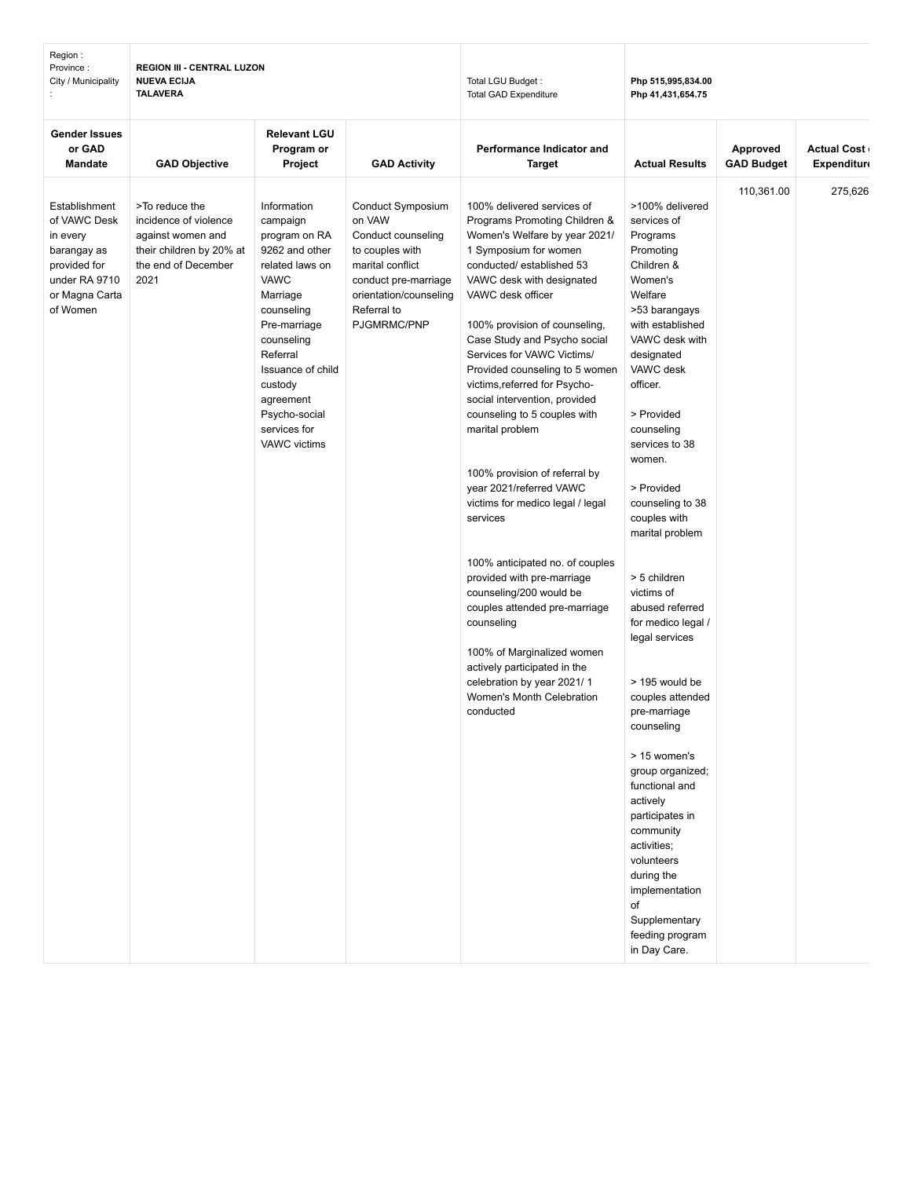| Region :<br>Province :<br>City / Municipality : | REGION III - CENTRAL LUZON<br>NUEVA ECIJA<br>TALAVERA | | | Total LGU Budget :<br>Total GAD Expenditure | Php 515,995,834.00<br>Php 41,431,654.75 | | |
|---|---|---|---|---|---|---|---|
| **Gender Issues or GAD Mandate** | **GAD Objective** | **Relevant LGU Program or Project** | **GAD Activity** | **Performance Indicator and Target** | **Actual Results** | **Approved GAD Budget** | **Actual Cost / Expenditure** |
| Establishment of VAWC Desk in every barangay as provided for under RA 9710 or Magna Carta of Women | >To reduce the incidence of violence against women and their children by 20% at the end of December 2021 | Information campaign program on RA 9262 and other related laws on VAWC<br>Marriage counseling<br>Pre-marriage counseling<br>Referral<br>Issuance of child custody agreement<br>Psycho-social services for VAWC victims | Conduct Symposium on VAW<br>Conduct counseling to couples with marital conflict<br>conduct pre-marriage orientation/counseling<br>Referral to PJGMRMC/PNP | 100% delivered services of Programs Promoting Children & Women's Welfare by year 2021/ 1 Symposium for women conducted/ established 53 VAWC desk with designated VAWC desk officer<br><br>100% provision of counseling, Case Study and Psycho social Services for VAWC Victims/ Provided counseling to 5 women victims,referred for Psycho-social intervention, provided counseling to 5 couples with marital problem<br><br>100% provision of referral by year 2021/referred VAWC victims for medico legal / legal services<br><br>100% anticipated no. of couples provided with pre-marriage counseling/200 would be couples attended pre-marriage counseling<br><br>100% of Marginalized women actively participated in the celebration by year 2021/ 1 Women's Month Celebration conducted | >100% delivered services of Programs Promoting Children & Women's Welfare<br>>53 barangays with established VAWC desk with designated VAWC desk officer.<br><br>> Provided counseling services to 38 women.<br><br>> Provided counseling to 38 couples with marital problem<br><br>> 5 children victims of abused referred for medico legal / legal services<br><br>> 195 would be couples attended pre-marriage counseling<br><br>> 15 women's group organized; functional and actively participates in community activities; volunteers during the implementation of Supplementary feeding program in Day Care. | 110,361.00 | 275,626 |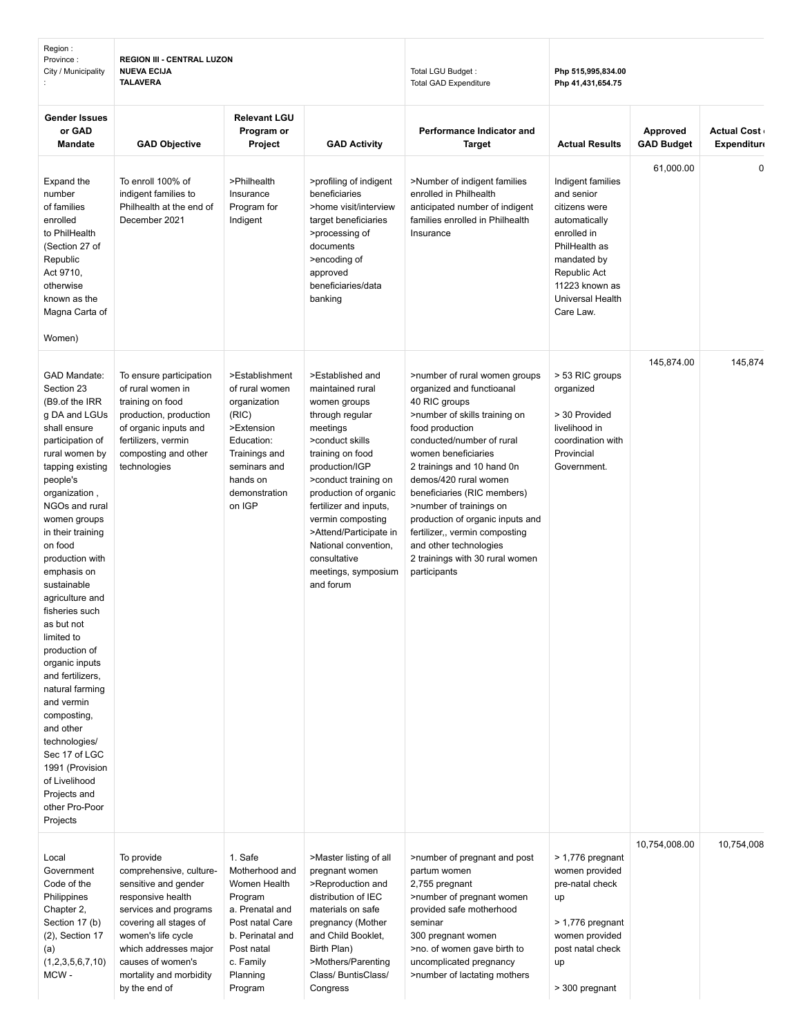| Region : Province : City / Municipality : | REGION III - CENTRAL LUZON NUEVA ECIJA TALAVERA | | | Total LGU Budget : Total GAD Expenditure | Php 515,995,834.00 Php 41,431,654.75 | | |
|---|---|---|---|---|---|---|---|
| **Gender Issues or GAD Mandate** | **GAD Objective** | **Relevant LGU Program or Project** | **GAD Activity** | **Performance Indicator and Target** | **Actual Results** | **Approved GAD Budget** | **Actual Cost Expenditure** |
| Expand the number of families enrolled to PhilHealth (Section 27 of Republic Act 9710, otherwise known as the Magna Carta of Women) | To enroll 100% of indigent families to Philhealth at the end of December 2021 | >Philhealth Insurance Program for Indigent | >profiling of indigent beneficiaries >home visit/interview target beneficiaries >processing of documents >encoding of approved beneficiaries/data banking | >Number of indigent families enrolled in Philhealth anticipated number of indigent families enrolled in Philhealth Insurance | Indigent families and senior citizens were automatically enrolled in PhilHealth as mandated by Republic Act 11223 known as Universal Health Care Law. | 61,000.00 | 0 |
| GAD Mandate: Section 23 (B9.of the IRR g DA and LGUs shall ensure participation of rural women by tapping existing people's organization , NGOs and rural women groups in their training on food production with emphasis on sustainable agriculture and fisheries such as but not limited to production of organic inputs and fertilizers, natural farming and vermin composting, and other technologies/ Sec 17 of LGC 1991 (Provision of Livelihood Projects and other Pro-Poor Projects | To ensure participation of rural women in training on food production, production of organic inputs and fertilizers, vermin composting and other technologies | >Establishment of rural women organization (RIC) >Extension Education: Trainings and seminars and hands on demonstration on IGP | >Established and maintained rural women groups through regular meetings >conduct skills training on food production/IGP >conduct training on production of organic fertilizer and inputs, vermin composting >Attend/Participate in National convention, consultative meetings, symposium and forum | >number of rural women groups organized and functioanal 40 RIC groups >number of skills training on food production conducted/number of rural women beneficiaries 2 trainings and 10 hand 0n demos/420 rural women beneficiaries (RIC members) >number of trainings on production of organic inputs and fertilizer,, vermin composting and other technologies 2 trainings with 30 rural women participants | > 53 RIC groups organized<br><br>> 30 Provided livelihood in coordination with Provincial Government. | 145,874.00 | 145,874 |
| Local Government Code of the Philippines Chapter 2, Section 17 (b) (2), Section 17 (a) (1,2,3,5,6,7,10) MCW - | To provide comprehensive, culture-sensitive and gender responsive health services and programs covering all stages of women's life cycle which addresses major causes of women's mortality and morbidity by the end of | 1. Safe Motherhood and Women Health Program a. Prenatal and Post natal Care b. Perinatal and Post natal c. Family Planning Program | >Master listing of all pregnant women >Reproduction and distribution of IEC materials on safe pregnancy (Mother and Child Booklet, Birth Plan) >Mothers/Parenting Class/ BuntisClass/ Congress | >number of pregnant and post partum women 2,755 pregnant >number of pregnant women provided safe motherhood seminar 300 pregnant women >no. of women gave birth to uncomplicated pregnancy >number of lactating mothers | > 1,776 pregnant women provided pre-natal check up<br><br>> 1,776 pregnant women provided post natal check up<br><br>> 300 pregnant | 10,754,008.00 | 10,754,008 |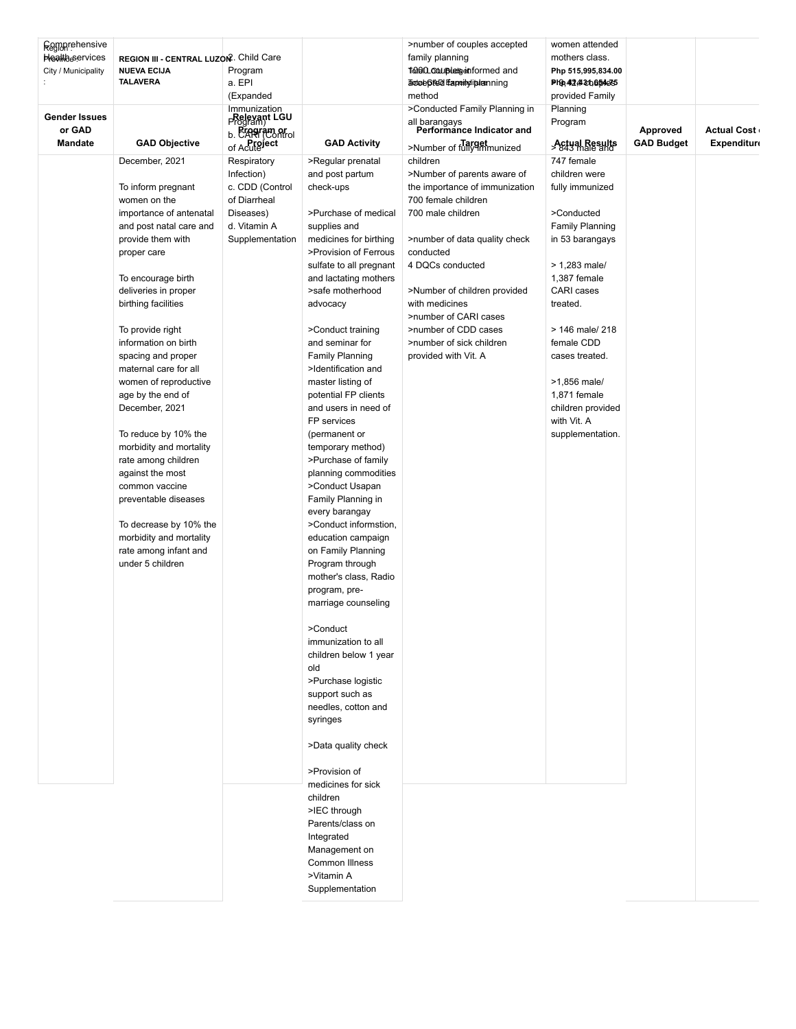| Gender Issues or GAD Mandate | GAD Objective | Relevant LGU Program or Project | GAD Activity | Performance Indicator and Target | Actual Results | Approved GAD Budget | Actual Cost or Expenditure |
|---|---|---|---|---|---|---|---|
| Comprehensive Health services | December, 2021<br><br>To inform pregnant women on the importance of antenatal and post natal care and provide them with proper care<br><br>To encourage birth deliveries in proper birthing facilities<br><br>To provide right information on birth spacing and proper maternal care for all women of reproductive age by the end of December, 2021<br><br>To reduce by 10% the morbidity and mortality rate among children against the most common vaccine preventable diseases<br><br>To decrease by 10% the morbidity and mortality rate among infant and under 5 children | 2. Child Care Program<br>a. EPI (Expanded Immunization Program)<br>b. CARI (Control of Acute Respiratory Infection)<br>c. CDD (Control of Diarrheal Diseases)<br>d. Vitamin A Supplementation | >Regular prenatal and post partum check-ups<br><br>>Purchase of medical supplies and medicines for birthing<br>>Provision of Ferrous sulfate to all pregnant and lactating mothers<br>>safe motherhood advocacy<br><br>>Conduct training and seminar for Family Planning<br>>Identification and master listing of potential FP clients and users in need of FP services (permanent or temporary method)<br>>Purchase of family planning commodities<br>>Conduct Usapan Family Planning in every barangay<br>>Conduct informstion, education campaign on Family Planning Program through mother's class, Radio program, pre-marriage counseling<br><br>>Conduct immunization to all children below 1 year old<br>>Purchase logistic support such as needles, cotton and syringes<br><br>>Data quality check<br><br>>Provision of medicines for sick children<br>>IEC through Parents/class on Integrated Management on Common Illness<br>>Vitamin A Supplementation | >number of couples accepted family planning<br>1000 couples informed and accepted family planning method<br>>Conducted Family Planning in all barangays<br>>Number of fully immunized children<br>>Number of parents aware of the importance of immunization<br>700 female children<br>700 male children<br><br>>number of data quality check conducted<br>4 DQCs conducted<br><br>>Number of children provided with medicines<br>>number of CARI cases<br>>number of CDD cases<br>>number of sick children provided with Vit. A | women attended mothers class.<br>1,214 couples provided Family Planning Program<br>> 843 male and 747 female children were fully immunized<br><br>>Conducted Family Planning in 53 barangays<br><br>> 1,283 male/ 1,387 female CARI cases treated.<br><br>> 146 male/ 218 female CDD cases treated.<br><br>>1,856 male/ 1,871 female children provided with Vit. A supplementation. | | |

Region : REGION III - CENTRAL LUZON
Province : NUEVA ECIJA
City / Municipality : TALAVERA

Total LGU Budget: Php 515,995,834.00
Total GAD Expenditure: Php 42,421,654.75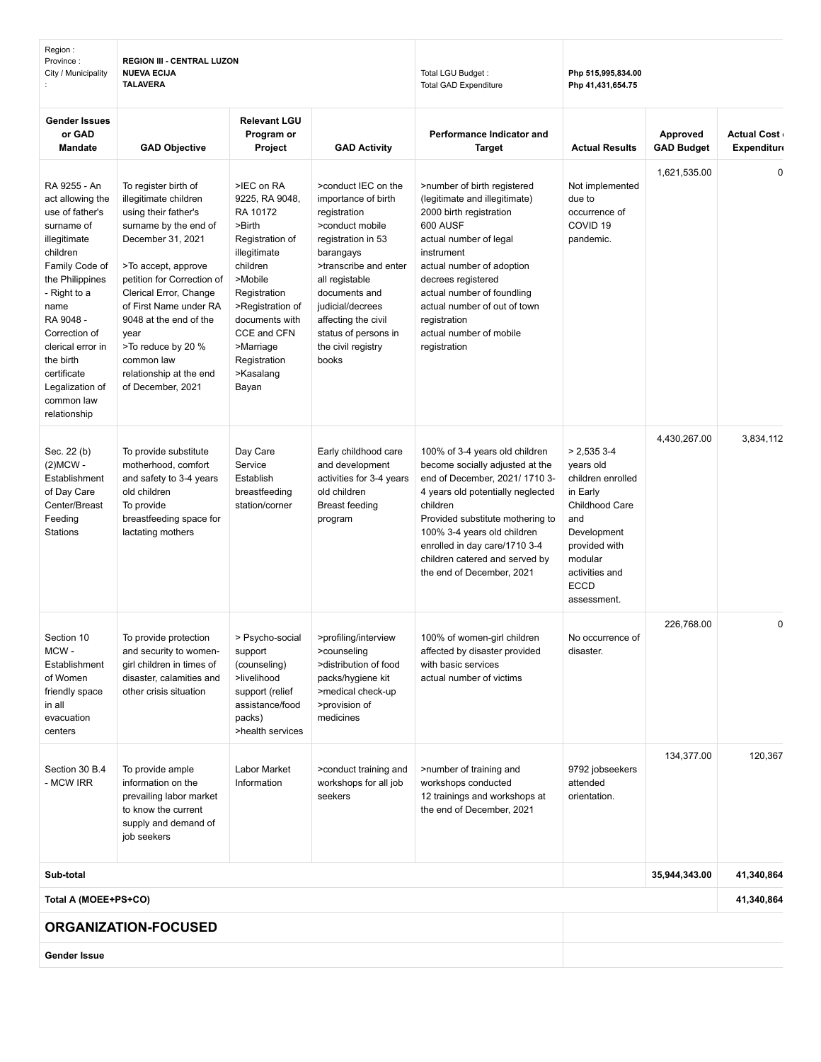| Region : Province : City / Municipality : | REGION III - CENTRAL LUZON NUEVA ECIJA TALAVERA | | | Total LGU Budget : Total GAD Expenditure | Php 515,995,834.00 Php 41,431,654.75 | | |
|---|---|---|---|---|---|---|---|
| **Gender Issues or GAD Mandate** | **GAD Objective** | **Relevant LGU Program or Project** | **GAD Activity** | **Performance Indicator and Target** | **Actual Results** | **Approved GAD Budget** | **Actual Cost or Expenditure** |
| RA 9255 - An act allowing the use of father's surname of illegitimate children Family Code of the Philippines - Right to a name RA 9048 - Correction of clerical error in the birth certificate Legalization of common law relationship | To register birth of illegitimate children using their father's surname by the end of December 31, 2021 >To accept, approve petition for Correction of Clerical Error, Change of First Name under RA 9048 at the end of the year >To reduce by 20 % common law relationship at the end of December, 2021 | >IEC on RA 9225, RA 9048, RA 10172 >Birth Registration of illegitimate children >Mobile Registration >Registration of documents with CCE and CFN >Marriage Registration >Kasalang Bayan | >conduct IEC on the importance of birth registration >conduct mobile registration in 53 barangays >transcribe and enter all registable documents and judicial/decrees affecting the civil status of persons in the civil registry books | >number of birth registered (legitimate and illegitimate) 2000 birth registration 600 AUSF actual number of legal instrument actual number of adoption decrees registered actual number of foundling actual number of out of town registration actual number of mobile registration | Not implemented due to occurrence of COVID 19 pandemic. | 1,621,535.00 | 0 |
| Sec. 22 (b) (2)MCW - Establishment of Day Care Center/Breast Feeding Stations | To provide substitute motherhood, comfort and safety to 3-4 years old children To provide breastfeeding space for lactating mothers | Day Care Service Establish breastfeeding station/corner | Early childhood care and development activities for 3-4 years old children Breast feeding program | 100% of 3-4 years old children become socially adjusted at the end of December, 2021/ 1710 3-4 years old potentially neglected children Provided substitute mothering to 100% 3-4 years old children enrolled in day care/1710 3-4 children catered and served by the end of December, 2021 | > 2,535 3-4 years old children enrolled in Early Childhood Care and Development provided with modular activities and ECCD assessment. | 4,430,267.00 | 3,834,112 |
| Section 10 MCW - Establishment of Women friendly space in all evacuation centers | To provide protection and security to women-girl children in times of disaster, calamities and other crisis situation | > Psycho-social support (counseling) >livelihood support (relief assistance/food packs) >health services | >profiling/interview >counseling >distribution of food packs/hygiene kit >medical check-up >provision of medicines | 100% of women-girl children affected by disaster provided with basic services actual number of victims | No occurrence of disaster. | 226,768.00 | 0 |
| Section 30 B.4 - MCW IRR | To provide ample information on the prevailing labor market to know the current supply and demand of job seekers | Labor Market Information | >conduct training and workshops for all job seekers | >number of training and workshops conducted 12 trainings and workshops at the end of December, 2021 | 9792 jobseekers attended orientation. | 134,377.00 | 120,367 |
| **Sub-total** | | | | | | **35,944,343.00** | **41,340,864** |
| **Total A (MOEE+PS+CO)** | | | | | | | **41,340,864** |

## ORGANIZATION-FOCUSED

**Gender Issue**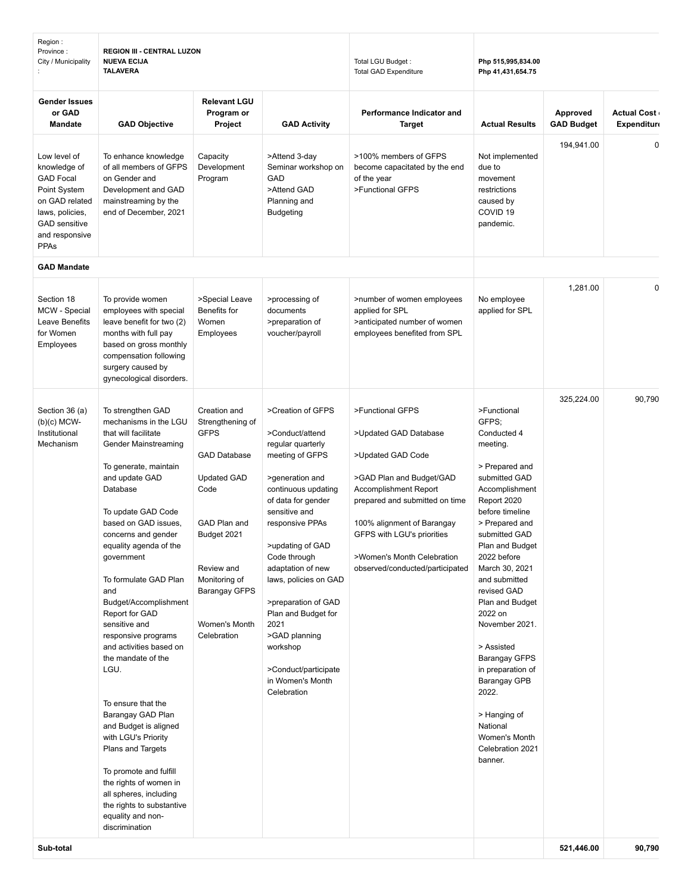| Region :<br>Province :<br>City / Municipality : | REGION III - CENTRAL LUZON<br>NUEVA ECIJA<br>TALAVERA | | | Total LGU Budget :<br>Total GAD Expenditure | Php 515,995,834.00<br>Php 41,431,654.75 | | |
|---|---|---|---|---|---|---|---|
| **Gender Issues or GAD Mandate** | **GAD Objective** | **Relevant LGU Program or Project** | **GAD Activity** | **Performance Indicator and Target** | **Actual Results** | **Approved GAD Budget** | **Actual Cost or Expenditure** |
| Low level of knowledge of GAD Focal Point System on GAD related laws, policies, GAD sensitive and responsive PPAs | To enhance knowledge of all members of GFPS on Gender and Development and GAD mainstreaming by the end of December, 2021 | Capacity Development Program | >Attend 3-day Seminar workshop on GAD<br>>Attend GAD Planning and Budgeting | >100% members of GFPS become capacitated by the end of the year<br>>Functional GFPS | Not implemented due to movement restrictions caused by COVID 19 pandemic. | 194,941.00 | 0 |
| **GAD Mandate** | | | | | | | |
| Section 18 MCW - Special Leave Benefits for Women Employees | To provide women employees with special leave benefit for two (2) months with full pay based on gross monthly compensation following surgery caused by gynecological disorders. | >Special Leave Benefits for Women Employees | >processing of documents<br>>preparation of voucher/payroll | >number of women employees applied for SPL<br>>anticipated number of women employees benefited from SPL | No employee applied for SPL | 1,281.00 | 0 |
| Section 36 (a)(b)(c) MCW-Institutional Mechanism | To strengthen GAD mechanisms in the LGU that will facilitate Gender Mainstreaming<br><br>To generate, maintain and update GAD Database<br><br>To update GAD Code based on GAD issues, concerns and gender equality agenda of the government<br><br>To formulate GAD Plan and Budget/Accomplishment Report for GAD sensitive and responsive programs and activities based on the mandate of the LGU.<br><br>To ensure that the Barangay GAD Plan and Budget is aligned with LGU's Priority Plans and Targets<br><br>To promote and fulfill the rights of women in all spheres, including the rights to substantive equality and non-discrimination | Creation and Strengthening of GFPS<br><br>GAD Database<br><br>Updated GAD Code<br><br>GAD Plan and Budget 2021<br><br>Review and Monitoring of Barangay GFPS<br><br>Women's Month Celebration | >Creation of GFPS<br><br>>Conduct/attend regular quarterly meeting of GFPS<br><br>>generation and continuous updating of data for gender sensitive and responsive PPAs<br><br>>updating of GAD Code through adaptation of new laws, policies on GAD<br><br>>preparation of GAD Plan and Budget for 2021<br>>GAD planning workshop<br><br>>Conduct/participate in Women's Month Celebration | >Functional GFPS<br><br>>Updated GAD Database<br><br>>Updated GAD Code<br><br>>GAD Plan and Budget/GAD Accomplishment Report prepared and submitted on time<br><br>100% alignment of Barangay GFPS with LGU's priorities<br><br>>Women's Month Celebration observed/conducted/participated | >Functional GFPS; Conducted 4 meeting.<br><br>> Prepared and submitted GAD Accomplishment Report 2020 before timeline<br>> Prepared and submitted GAD Plan and Budget 2022 before March 30, 2021 and submitted revised GAD Plan and Budget 2022 on November 2021.<br><br>> Assisted Barangay GFPS in preparation of Barangay GPB 2022.<br><br>> Hanging of National Women's Month Celebration 2021 banner. | 325,224.00 | 90,790 |
| **Sub-total** | | | | | | **521,446.00** | **90,790** |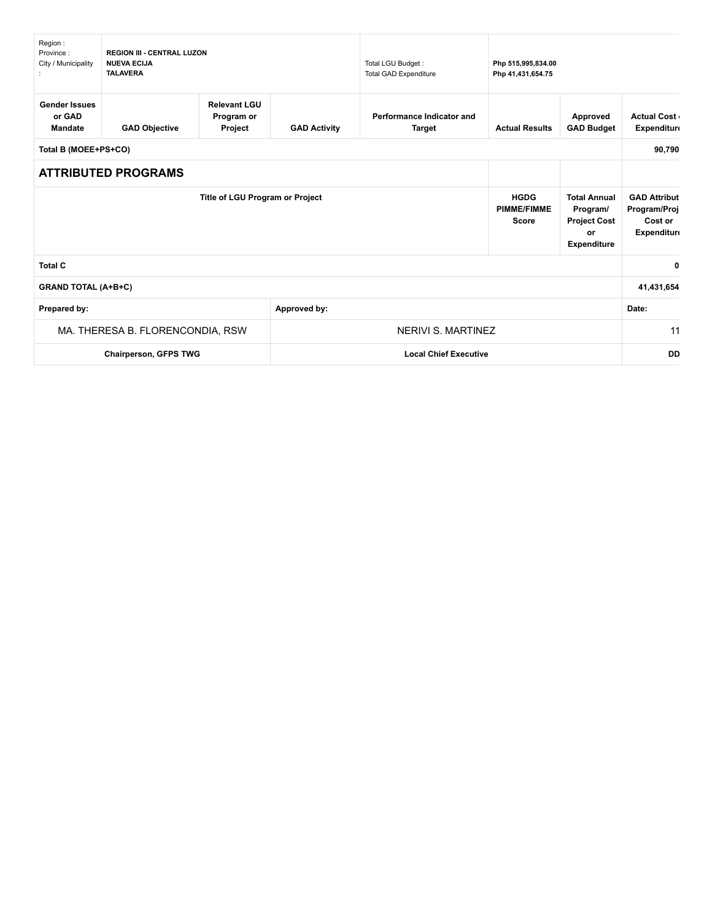| | | | | | |
|---|---|---|---|---|---|
| Region :<br>Province :<br>City / Municipality : | **REGION III - CENTRAL LUZON**<br>**NUEVA ECIJA**<br>**TALAVERA** | | Total LGU Budget :<br>Total GAD Expenditure | **Php 515,995,834.00**<br>**Php 41,431,654.75** | |

| Gender Issues or GAD Mandate | GAD Objective | Relevant LGU Program or Project | GAD Activity | Performance Indicator and Target | Actual Results | Approved GAD Budget | Actual Cost or Expenditure |
|---|---|---|---|---|---|---|---|
| **Total B (MOEE+PS+CO)** | | | | | | | **90,790** |

## ATTRIBUTED PROGRAMS

| Title of LGU Program or Project | HGDG PIMME/FIMME Score | Total Annual Program/ Project Cost or Expenditure | GAD Attributed Program/Project Cost or Expenditure |
|---|---|---|---|
| **Total C** | | | **0** |
| **GRAND TOTAL (A+B+C)** | | | **41,431,654** |

| | | |
|---|---|---|
| **Prepared by:** | **Approved by:** | **Date:** |
| MA. THERESA B. FLORENCONDIA, RSW | NERIVI S. MARTINEZ | 11 |
| **Chairperson, GFPS TWG** | **Local Chief Executive** | **DD** |